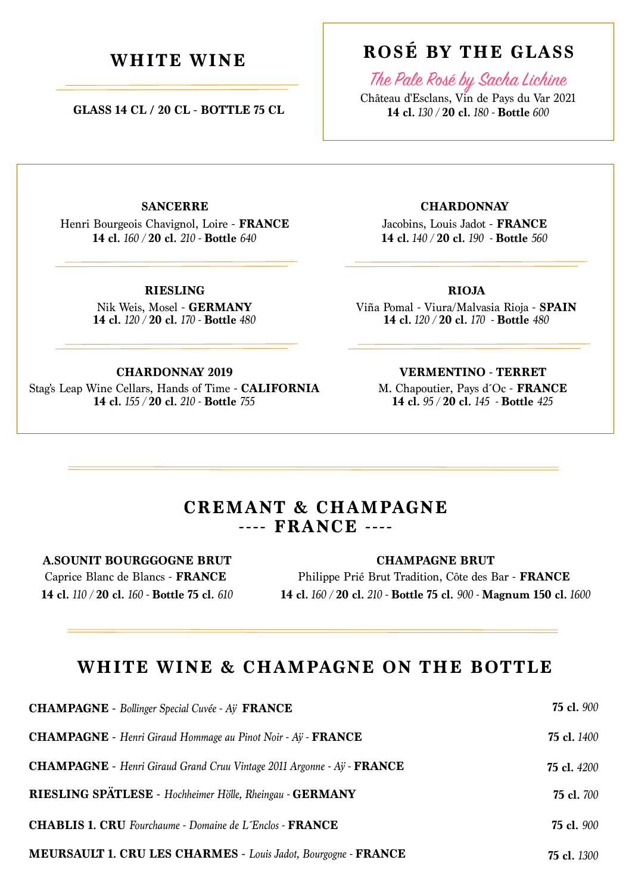## WHITE WINE

**GLASS 14 CL / 20 CL - BOTTLE 75 CL**

## ROSÉ BY THE GLASS

*The Pale Rosé by Sacha Lichine*

Château d'Esclans, Vin de Pays du Var 2021

**14 cl.** *130* / **20 cl.** *180* - **Bottle** *600*

**SANCERRE**

Henri Bourgeois Chavignol, Loire - **FRANCE**

**14 cl.** *160* / **20 cl.** *210* - **Bottle** *640*

**CHARDONNAY**

Jacobins, Louis Jadot - **FRANCE**

**14 cl.** *140* / **20 cl.** *190* - **Bottle** *560*

**RIESLING**

Nik Weis, Mosel - **GERMANY**

**14 cl.** *120* / **20 cl.** *170* - **Bottle** *480*

**RIOJA**

Viña Pomal - Viura/Malvasia Rioja - **SPAIN**

**14 cl.** *120* / **20 cl.** *170* - **Bottle** *480*

**CHARDONNAY 2019**

Stag's Leap Wine Cellars, Hands of Time - **CALIFORNIA**

**14 cl.** *155* / **20 cl.** *210* - **Bottle** *755*

**VERMENTINO - TERRET**

M. Chapoutier, Pays d´Oc - **FRANCE**

**14 cl.** *95* / **20 cl.** *145* - **Bottle** *425*

## CREMANT & CHAMPAGNE
## ---- FRANCE ----

**A.SOUNIT BOURGGOGNE BRUT**

Caprice Blanc de Blancs - **FRANCE**

**14 cl.** *110* / **20 cl.** *160* - **Bottle 75 cl.** *610*

**CHAMPAGNE BRUT**

Philippe Prié Brut Tradition, Côte des Bar - **FRANCE**

**14 cl.** *160* / **20 cl.** *210* - **Bottle 75 cl.** *900* - **Magnum 150 cl.** *1600*

## WHITE WINE & CHAMPAGNE ON THE BOTTLE

| Wine | Price |
|---|---|
| **CHAMPAGNE** - *Bollinger Special Cuvée - Aÿ* **FRANCE** | **75 cl.** *900* |
| **CHAMPAGNE** - *Henri Giraud Hommage au Pinot Noir - Aÿ* - **FRANCE** | **75 cl.** *1400* |
| **CHAMPAGNE** - *Henri Giraud Grand Cruu Vintage 2011 Argonne - Aÿ* - **FRANCE** | **75 cl.** *4200* |
| **RIESLING SPÄTLESE** - *Hochheimer Hölle, Rheingau* - **GERMANY** | **75 cl.** *700* |
| **CHABLIS 1. CRU** *Fourchaume - Domaine de L´Enclos* - **FRANCE** | **75 cl.** *900* |
| **MEURSAULT 1. CRU LES CHARMES** - *Louis Jadot, Bourgogne* - **FRANCE** | **75 cl.** *1300* |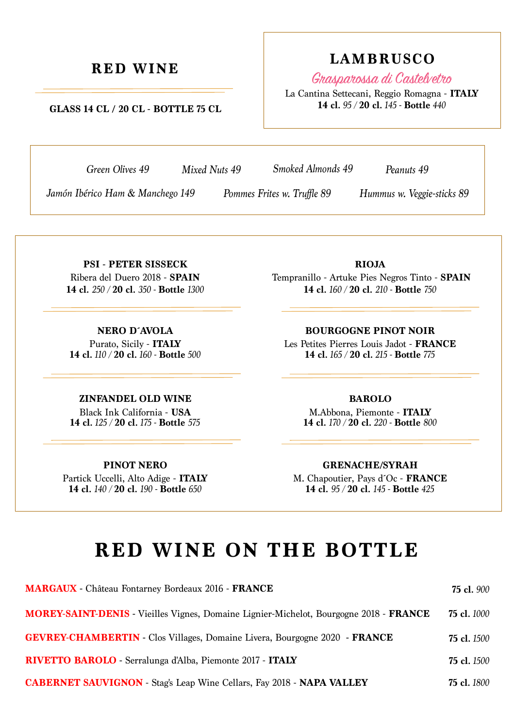## RED WINE

**GLASS 14 CL / 20 CL - BOTTLE 75 CL**

## LAMBRUSCO

*Grasparossa di Castelvetro*

La Cantina Settecani, Reggio Romagna - **ITALY**
**14 cl.** *95* / **20 cl.** *145* - **Bottle** *440*

*Green Olives 49* *Mixed Nuts 49* *Smoked Almonds 49* *Peanuts 49*

*Jamón Ibérico Ham & Manchego 149* *Pommes Frites w. Truffle 89* *Hummus w. Veggie-sticks 89*

**PSI - PETER SISSECK**
Ribera del Duero 2018 - **SPAIN**
**14 cl.** *250* / **20 cl.** *350* - **Bottle** *1300*

**RIOJA**
Tempranillo - Artuke Pies Negros Tinto - **SPAIN**
**14 cl.** *160* / **20 cl.** *210* - **Bottle** *750*

**NERO D´AVOLA**
Purato, Sicily - **ITALY**
**14 cl.** *110* / **20 cl.** *160* - **Bottle** *500*

**BOURGOGNE PINOT NOIR**
Les Petites Pierres Louis Jadot - **FRANCE**
**14 cl.** *165* / **20 cl.** *215* - **Bottle** *775*

**ZINFANDEL OLD WINE**
Black Ink California - **USA**
**14 cl.** *125* / **20 cl.** *175* - **Bottle** *575*

**BAROLO**
M.Abbona, Piemonte - **ITALY**
**14 cl.** *170* / **20 cl.** *220* - **Bottle** *800*

**PINOT NERO**
Partick Uccelli, Alto Adige - **ITALY**
**14 cl.** *140* / **20 cl.** *190* - **Bottle** *650*

**GRENACHE/SYRAH**
M. Chapoutier, Pays d´Oc - **FRANCE**
**14 cl.** *95* / **20 cl.** *145* - **Bottle** *425*

# RED WINE ON THE BOTTLE

**MARGAUX** - Château Fontarney Bordeaux 2016 - **FRANCE** — **75 cl.** *900*

**MOREY-SAINT-DENIS** - Vieilles Vignes, Domaine Lignier-Michelot, Bourgogne 2018 - **FRANCE** — **75 cl.** *1000*

**GEVREY-CHAMBERTIN** - Clos Villages, Domaine Livera, Bourgogne 2020 - **FRANCE** — **75 cl.** *1500*

**RIVETTO BAROLO** - Serralunga d'Alba, Piemonte 2017 - **ITALY** — **75 cl.** *1500*

**CABERNET SAUVIGNON** - Stag's Leap Wine Cellars, Fay 2018 - **NAPA VALLEY** — **75 cl.** *1800*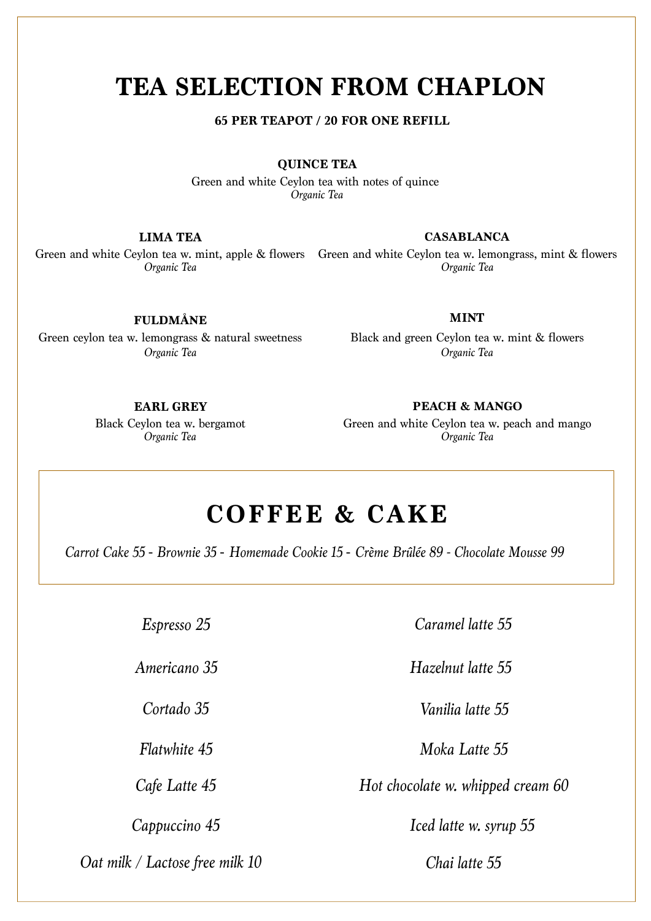# TEA SELECTION FROM CHAPLON

**65 PER TEAPOT / 20 FOR ONE REFILL**

**QUINCE TEA**
Green and white Ceylon tea with notes of quince
*Organic Tea*

**LIMA TEA**
Green and white Ceylon tea w. mint, apple & flowers
*Organic Tea*

**CASABLANCA**
Green and white Ceylon tea w. lemongrass, mint & flowers
*Organic Tea*

**FULDMÅNE**
Green ceylon tea w. lemongrass & natural sweetness
*Organic Tea*

**MINT**
Black and green Ceylon tea w. mint & flowers
*Organic Tea*

**EARL GREY**
Black Ceylon tea w. bergamot
*Organic Tea*

**PEACH & MANGO**
Green and white Ceylon tea w. peach and mango
*Organic Tea*

## COFFEE & CAKE

*Carrot Cake 55 - Brownie 35 - Homemade Cookie 15 - Crème Brûlée 89 - Chocolate Mousse 99*

*Espresso 25*

*Americano 35*

*Cortado 35*

*Flatwhite 45*

*Cafe Latte 45*

*Cappuccino 45*

*Oat milk / Lactose free milk 10*

*Caramel latte 55*

*Hazelnut latte 55*

*Vanilia latte 55*

*Moka Latte 55*

*Hot chocolate w. whipped cream 60*

*Iced latte w. syrup 55*

*Chai latte 55*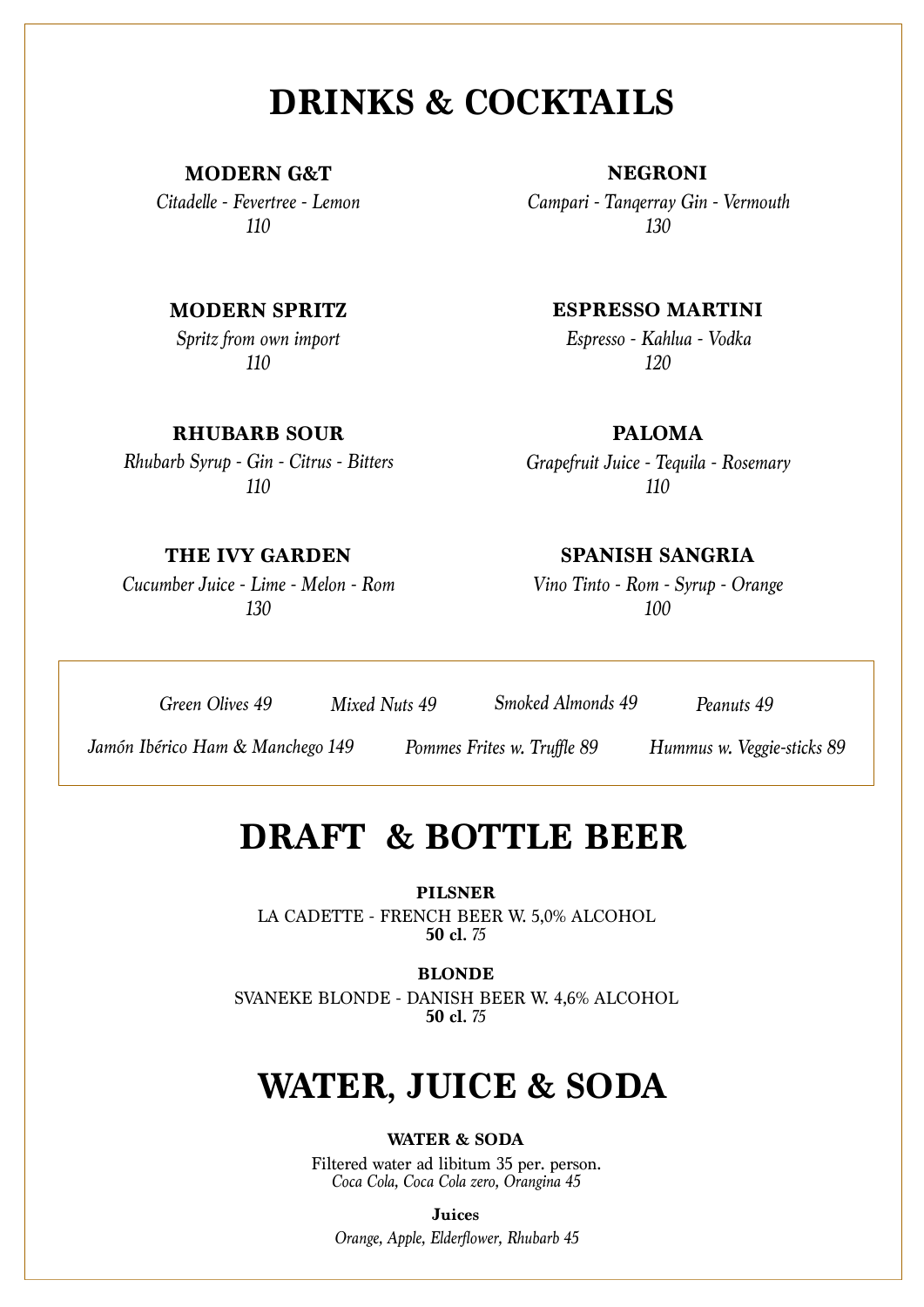# DRINKS & COCKTAILS

### MODERN G&T

*Citadelle - Fevertree - Lemon*
*110*

### NEGRONI

*Campari - Tanqerray Gin - Vermouth*
*130*

### MODERN SPRITZ

*Spritz from own import*
*110*

### ESPRESSO MARTINI

*Espresso - Kahlua - Vodka*
*120*

### RHUBARB SOUR

*Rhubarb Syrup - Gin - Citrus - Bitters*
*110*

### PALOMA

*Grapefruit Juice - Tequila - Rosemary*
*110*

### THE IVY GARDEN

*Cucumber Juice - Lime - Melon - Rom*
*130*

### SPANISH SANGRIA

*Vino Tinto - Rom - Syrup - Orange*
*100*

*Green Olives 49* *Mixed Nuts 49* *Smoked Almonds 49* *Peanuts 49*

*Jamón Ibérico Ham & Manchego 149* *Pommes Frites w. Truffle 89* *Hummus w. Veggie-sticks 89*

# DRAFT & BOTTLE BEER

**PILSNER**

LA CADETTE - FRENCH BEER W. 5,0% ALCOHOL
**50 cl.** *75*

**BLONDE**

SVANEKE BLONDE - DANISH BEER W. 4,6% ALCOHOL
**50 cl.** *75*

# WATER, JUICE & SODA

**WATER & SODA**

Filtered water ad libitum 35 per. person.
*Coca Cola, Coca Cola zero, Orangina 45*

**Juices**

*Orange, Apple, Elderflower, Rhubarb 45*